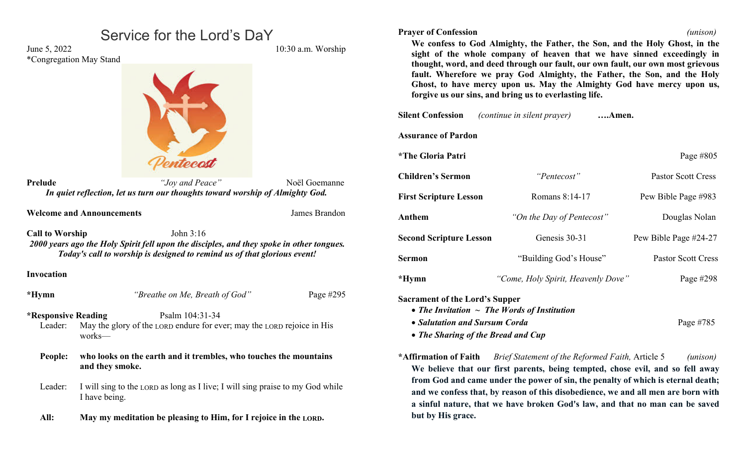# Service for the Lord's DaY

June 5, 2022 — 10:30 a.m. Worship

*Congregation May Stand

**Prelude** — *"Joy and Peace"* — Noël Goemanne

***In quiet reflection, let us turn our thoughts toward worship of Almighty God.***

**Welcome and Announcements** — James Brandon

**Call to Worship** — John 3:16

***2000 years ago the Holy Spirit fell upon the disciples, and they spoke in other tongues. Today's call to worship is designed to remind us of that glorious event!***

**Invocation**

***Hymn** — *"Breathe on Me, Breath of God"* — Page #295

***Responsive Reading** — Psalm 104:31-34

Leader: May the glory of the LORD endure for ever; may the LORD rejoice in His works—

**People: who looks on the earth and it trembles, who touches the mountains and they smoke.**

Leader: I will sing to the LORD as long as I live; I will sing praise to my God while I have being.

**All: May my meditation be pleasing to Him, for I rejoice in the LORD.**

**Prayer of Confession** — *(unison)*

**We confess to God Almighty, the Father, the Son, and the Holy Ghost, in the sight of the whole company of heaven that we have sinned exceedingly in thought, word, and deed through our fault, our own fault, our own most grievous fault. Wherefore we pray God Almighty, the Father, the Son, and the Holy Ghost, to have mercy upon us. May the Almighty God have mercy upon us, forgive us our sins, and bring us to everlasting life.**

**Silent Confession** — *(continue in silent prayer)* **….Amen.**

**Assurance of Pardon**

***The Gloria Patri** — Page #805

**Children's Sermon** — *"Pentecost"* — Pastor Scott Cress

**First Scripture Lesson** — Romans 8:14-17 — Pew Bible Page #983

**Anthem** — *"On the Day of Pentecost"* — Douglas Nolan

**Second Scripture Lesson** — Genesis 30-31 — Pew Bible Page #24-27

**Sermon** — "Building God's House" — Pastor Scott Cress

***Hymn** — *"Come, Holy Spirit, Heavenly Dove"* — Page #298

**Sacrament of the Lord's Supper**

- ***The Invitation ~ The Words of Institution***
- ***Salutation and Sursum Corda*** — Page #785
- ***The Sharing of the Bread and Cup***

***Affirmation of Faith** — *Brief Statement of the Reformed Faith,* Article 5 — *(unison)*

**We believe that our first parents, being tempted, chose evil, and so fell away from God and came under the power of sin, the penalty of which is eternal death; and we confess that, by reason of this disobedience, we and all men are born with a sinful nature, that we have broken God's law, and that no man can be saved but by His grace.**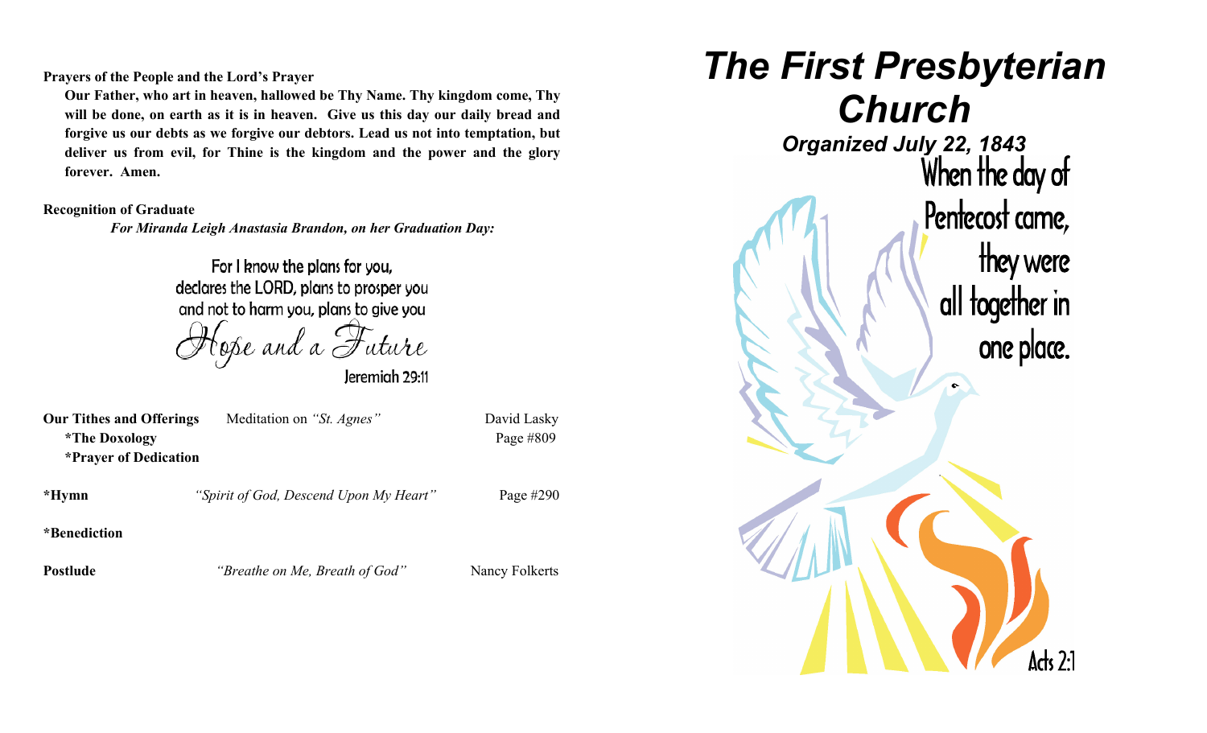**Prayers of the People and the Lord's Prayer**

**Our Father, who art in heaven, hallowed be Thy Name. Thy kingdom come, Thy will be done, on earth as it is in heaven. Give us this day our daily bread and forgive us our debts as we forgive our debtors. Lead us not into temptation, but deliver us from evil, for Thine is the kingdom and the power and the glory forever. Amen.**

**Recognition of Graduate**

***For Miranda Leigh Anastasia Brandon, on her Graduation Day:***

For I know the plans for you,
declares the LORD, plans to prosper you
and not to harm you, plans to give you
Hope and a Future

Jeremiah 29:11

| | | |
|---|---|---|
| **Our Tithes and Offerings** | Meditation on *"St. Agnes"* | David Lasky |
| **\*The Doxology** | | Page #809 |
| **\*Prayer of Dedication** | | |
| **\*Hymn** | *"Spirit of God, Descend Upon My Heart"* | Page #290 |
| **\*Benediction** | | |
| **Postlude** | *"Breathe on Me, Breath of God"* | Nancy Folkerts |

# *The First Presbyterian Church*

### *Organized July 22, 1843*

When the day of Pentecost came, they were all together in one place.

Acts 2:1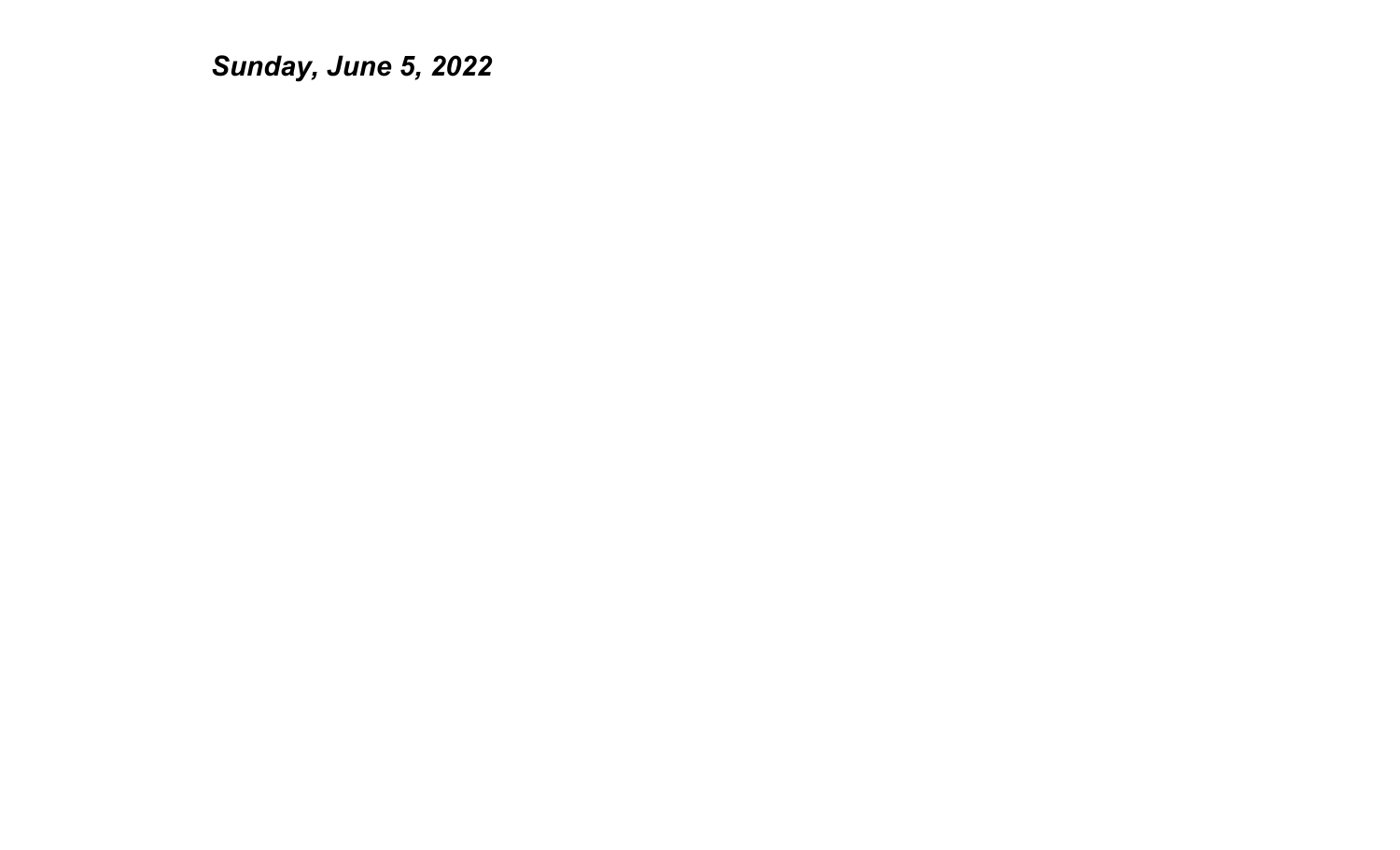***Sunday, June 5, 2022***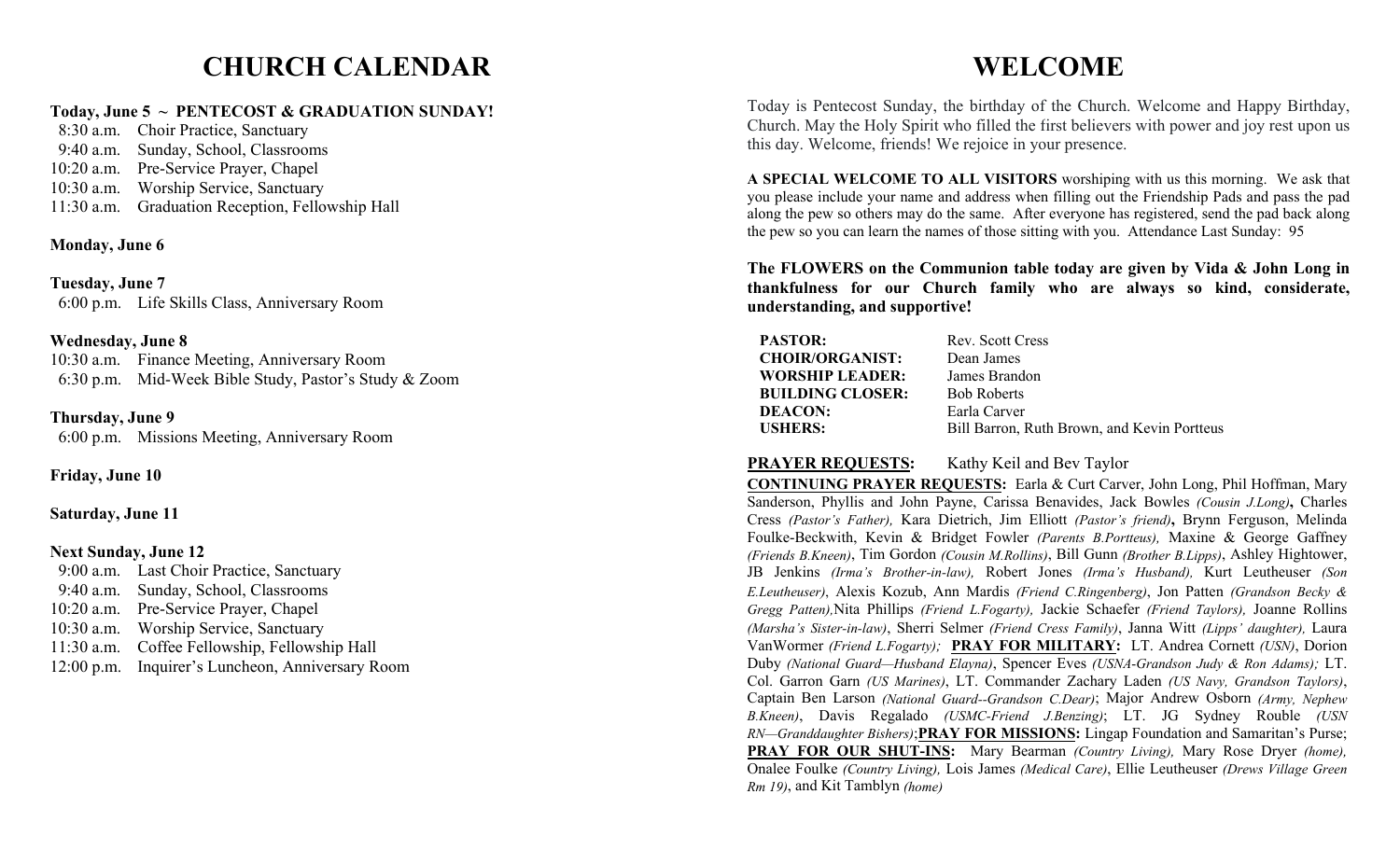# CHURCH CALENDAR

**Today, June 5 ~ PENTECOST & GRADUATION SUNDAY!**

8:30 a.m. Choir Practice, Sanctuary
9:40 a.m. Sunday, School, Classrooms
10:20 a.m. Pre-Service Prayer, Chapel
10:30 a.m. Worship Service, Sanctuary
11:30 a.m. Graduation Reception, Fellowship Hall

**Monday, June 6**

**Tuesday, June 7**

6:00 p.m. Life Skills Class, Anniversary Room

**Wednesday, June 8**

10:30 a.m. Finance Meeting, Anniversary Room
6:30 p.m. Mid-Week Bible Study, Pastor's Study & Zoom

**Thursday, June 9**

6:00 p.m. Missions Meeting, Anniversary Room

**Friday, June 10**

**Saturday, June 11**

**Next Sunday, June 12**

9:00 a.m. Last Choir Practice, Sanctuary
9:40 a.m. Sunday, School, Classrooms
10:20 a.m. Pre-Service Prayer, Chapel
10:30 a.m. Worship Service, Sanctuary
11:30 a.m. Coffee Fellowship, Fellowship Hall
12:00 p.m. Inquirer's Luncheon, Anniversary Room

# WELCOME

Today is Pentecost Sunday, the birthday of the Church. Welcome and Happy Birthday, Church. May the Holy Spirit who filled the first believers with power and joy rest upon us this day. Welcome, friends! We rejoice in your presence.

**A SPECIAL WELCOME TO ALL VISITORS** worshiping with us this morning. We ask that you please include your name and address when filling out the Friendship Pads and pass the pad along the pew so others may do the same. After everyone has registered, send the pad back along the pew so you can learn the names of those sitting with you. Attendance Last Sunday: 95

**The FLOWERS on the Communion table today are given by Vida & John Long in thankfulness for our Church family who are always so kind, considerate, understanding, and supportive!**

**PASTOR:** Rev. Scott Cress
**CHOIR/ORGANIST:** Dean James
**WORSHIP LEADER:** James Brandon
**BUILDING CLOSER:** Bob Roberts
**DEACON:** Earla Carver
**USHERS:** Bill Barron, Ruth Brown, and Kevin Portteus

**PRAYER REQUESTS:** Kathy Keil and Bev Taylor

**CONTINUING PRAYER REQUESTS:** Earla & Curt Carver, John Long, Phil Hoffman, Mary Sanderson, Phyllis and John Payne, Carissa Benavides, Jack Bowles *(Cousin J.Long)*, Charles Cress *(Pastor's Father),* Kara Dietrich, Jim Elliott *(Pastor's friend)*, Brynn Ferguson, Melinda Foulke-Beckwith, Kevin & Bridget Fowler *(Parents B.Portteus),* Maxine & George Gaffney *(Friends B.Kneen)*, Tim Gordon *(Cousin M.Rollins)*, Bill Gunn *(Brother B.Lipps)*, Ashley Hightower, JB Jenkins *(Irma's Brother-in-law),* Robert Jones *(Irma's Husband),* Kurt Leutheuser *(Son E.Leutheuser)*, Alexis Kozub, Ann Mardis *(Friend C.Ringenberg)*, Jon Patten *(Grandson Becky & Gregg Patten),*Nita Phillips *(Friend L.Fogarty),* Jackie Schaefer *(Friend Taylors),* Joanne Rollins *(Marsha's Sister-in-law)*, Sherri Selmer *(Friend Cress Family)*, Janna Witt *(Lipps' daughter),* Laura VanWormer *(Friend L.Fogarty);* **PRAY FOR MILITARY:** LT. Andrea Cornett *(USN)*, Dorion Duby *(National Guard—Husband Elayna)*, Spencer Eves *(USNA-Grandson Judy & Ron Adams);* LT. Col. Garron Garn *(US Marines)*, LT. Commander Zachary Laden *(US Navy, Grandson Taylors)*, Captain Ben Larson *(National Guard--Grandson C.Dear)*; Major Andrew Osborn *(Army, Nephew B.Kneen)*, Davis Regalado *(USMC-Friend J.Benzing)*; LT. JG Sydney Rouble *(USN RN—Granddaughter Bishers)*;**PRAY FOR MISSIONS:** Lingap Foundation and Samaritan's Purse; **PRAY FOR OUR SHUT-INS:** Mary Bearman *(Country Living),* Mary Rose Dryer *(home),* Onalee Foulke *(Country Living),* Lois James *(Medical Care)*, Ellie Leutheuser *(Drews Village Green Rm 19)*, and Kit Tamblyn *(home)*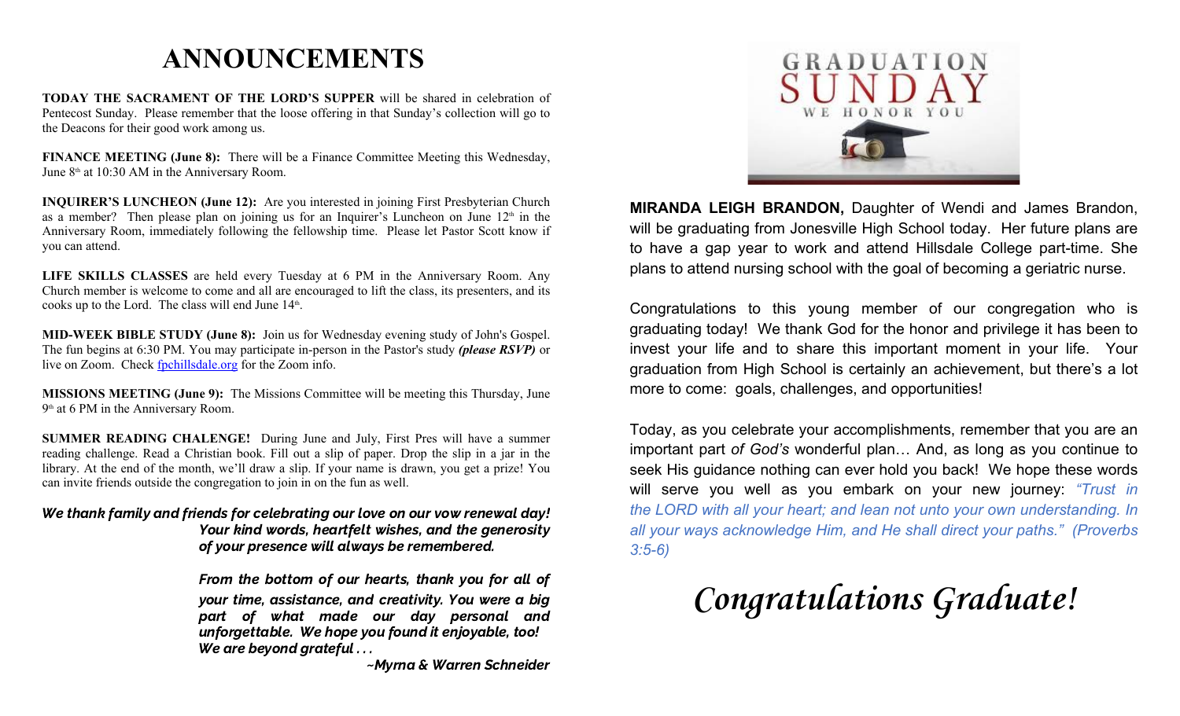# ANNOUNCEMENTS

**TODAY THE SACRAMENT OF THE LORD'S SUPPER** will be shared in celebration of Pentecost Sunday. Please remember that the loose offering in that Sunday's collection will go to the Deacons for their good work among us.

**FINANCE MEETING (June 8):** There will be a Finance Committee Meeting this Wednesday, June 8th at 10:30 AM in the Anniversary Room.

**INQUIRER'S LUNCHEON (June 12):** Are you interested in joining First Presbyterian Church as a member? Then please plan on joining us for an Inquirer's Luncheon on June 12th in the Anniversary Room, immediately following the fellowship time. Please let Pastor Scott know if you can attend.

**LIFE SKILLS CLASSES** are held every Tuesday at 6 PM in the Anniversary Room. Any Church member is welcome to come and all are encouraged to lift the class, its presenters, and its cooks up to the Lord. The class will end June 14th.

**MID-WEEK BIBLE STUDY (June 8):** Join us for Wednesday evening study of John's Gospel. The fun begins at 6:30 PM. You may participate in-person in the Pastor's study ***(please RSVP)*** or live on Zoom. Check fpchillsdale.org for the Zoom info.

**MISSIONS MEETING (June 9):** The Missions Committee will be meeting this Thursday, June 9th at 6 PM in the Anniversary Room.

**SUMMER READING CHALENGE!** During June and July, First Pres will have a summer reading challenge. Read a Christian book. Fill out a slip of paper. Drop the slip in a jar in the library. At the end of the month, we'll draw a slip. If your name is drawn, you get a prize! You can invite friends outside the congregation to join in on the fun as well.

***We thank family and friends for celebrating our love on our vow renewal day! Your kind words, heartfelt wishes, and the generosity of your presence will always be remembered.***

***From the bottom of our hearts, thank you for all of your time, assistance, and creativity. You were a big part of what made our day personal and unforgettable. We hope you found it enjoyable, too! We are beyond grateful . . .***

***~Myrna & Warren Schneider***

GRADUATION SUNDAY
WE HONOR YOU

**MIRANDA LEIGH BRANDON,** Daughter of Wendi and James Brandon, will be graduating from Jonesville High School today. Her future plans are to have a gap year to work and attend Hillsdale College part-time. She plans to attend nursing school with the goal of becoming a geriatric nurse.

Congratulations to this young member of our congregation who is graduating today! We thank God for the honor and privilege it has been to invest your life and to share this important moment in your life. Your graduation from High School is certainly an achievement, but there's a lot more to come: goals, challenges, and opportunities!

Today, as you celebrate your accomplishments, remember that you are an important part *of God's* wonderful plan… And, as long as you continue to seek His guidance nothing can ever hold you back! We hope these words will serve you well as you embark on your new journey: *"Trust in the LORD with all your heart; and lean not unto your own understanding. In all your ways acknowledge Him, and He shall direct your paths." (Proverbs 3:5-6)*

***Congratulations Graduate!***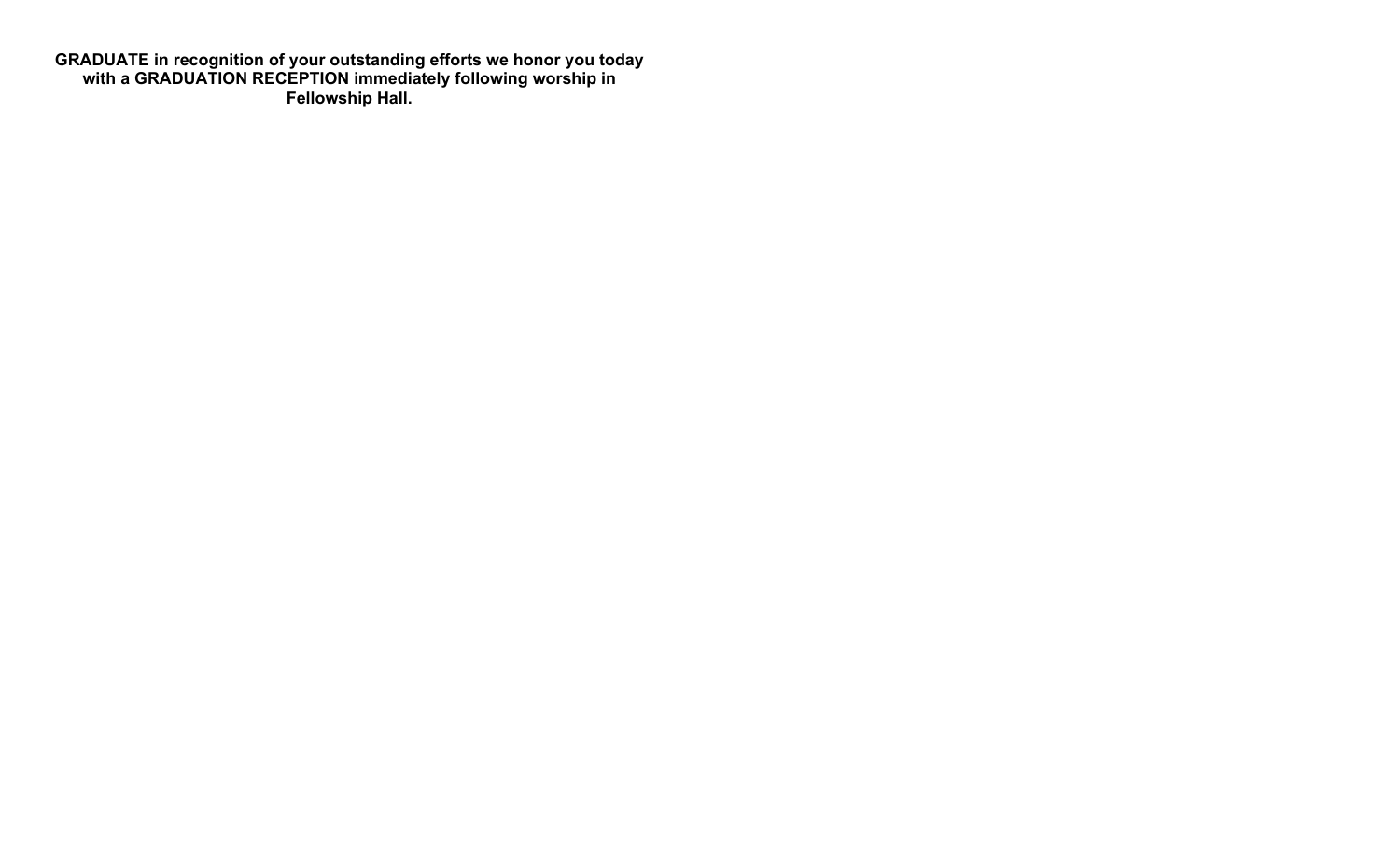**GRADUATE in recognition of your outstanding efforts we honor you today with a GRADUATION RECEPTION immediately following worship in Fellowship Hall.**